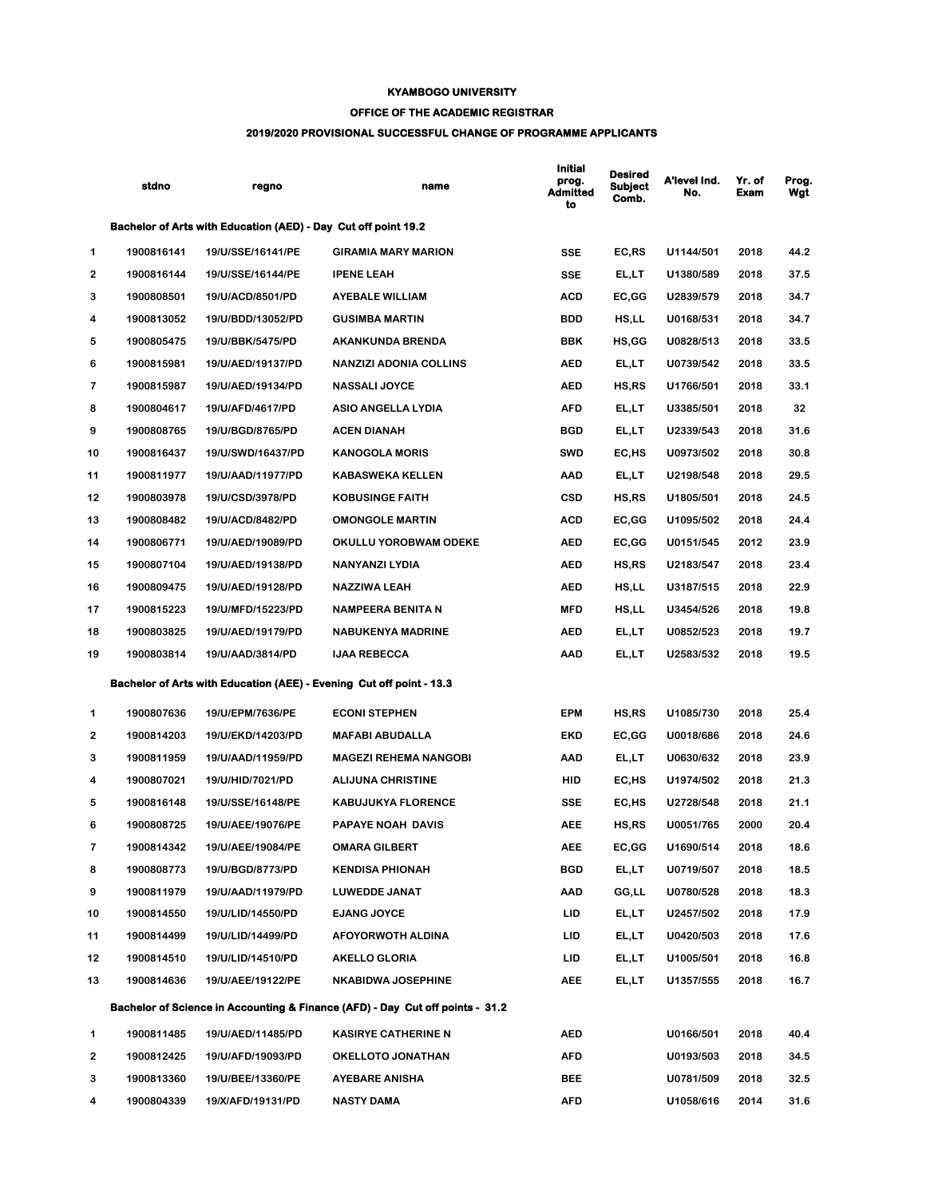**KYAMBOGO UNIVERSITY**

**OFFICE OF THE ACADEMIC REGISTRAR**

**2019/2020 PROVISIONAL SUCCESSFUL CHANGE OF PROGRAMME APPLICANTS**

| | stdno | regno | name | Initial prog. Admitted to | Desired Subject Comb. | A'level Ind. No. | Yr. of Exam | Prog. Wgt |
|---|---|---|---|---|---|---|---|---|
| | **Bachelor of Arts with Education (AED) - Day Cut off point 19.2** | | | | | | | |
| 1 | 1900816141 | 19/U/SSE/16141/PE | GIRAMIA MARY MARION | SSE | EC,RS | U1144/501 | 2018 | 44.2 |
| 2 | 1900816144 | 19/U/SSE/16144/PE | IPENE LEAH | SSE | EL,LT | U1380/589 | 2018 | 37.5 |
| 3 | 1900808501 | 19/U/ACD/8501/PD | AYEBALE WILLIAM | ACD | EC,GG | U2839/579 | 2018 | 34.7 |
| 4 | 1900813052 | 19/U/BDD/13052/PD | GUSIMBA MARTIN | BDD | HS,LL | U0168/531 | 2018 | 34.7 |
| 5 | 1900805475 | 19/U/BBK/5475/PD | AKANKUNDA BRENDA | BBK | HS,GG | U0828/513 | 2018 | 33.5 |
| 6 | 1900815981 | 19/U/AED/19137/PD | NANZIZI ADONIA COLLINS | AED | EL,LT | U0739/542 | 2018 | 33.5 |
| 7 | 1900815987 | 19/U/AED/19134/PD | NASSALI JOYCE | AED | HS,RS | U1766/501 | 2018 | 33.1 |
| 8 | 1900804617 | 19/U/AFD/4617/PD | ASIO ANGELLA LYDIA | AFD | EL,LT | U3385/501 | 2018 | 32 |
| 9 | 1900808765 | 19/U/BGD/8765/PD | ACEN DIANAH | BGD | EL,LT | U2339/543 | 2018 | 31.6 |
| 10 | 1900816437 | 19/U/SWD/16437/PD | KANOGOLA MORIS | SWD | EC,HS | U0973/502 | 2018 | 30.8 |
| 11 | 1900811977 | 19/U/AAD/11977/PD | KABASWEKA KELLEN | AAD | EL,LT | U2198/548 | 2018 | 29.5 |
| 12 | 1900803978 | 19/U/CSD/3978/PD | KOBUSINGE FAITH | CSD | HS,RS | U1805/501 | 2018 | 24.5 |
| 13 | 1900808482 | 19/U/ACD/8482/PD | OMONGOLE MARTIN | ACD | EC,GG | U1095/502 | 2018 | 24.4 |
| 14 | 1900806771 | 19/U/AED/19089/PD | OKULLU YOROBWAM ODEKE | AED | EC,GG | U0151/545 | 2012 | 23.9 |
| 15 | 1900807104 | 19/U/AED/19138/PD | NANYANZI LYDIA | AED | HS,RS | U2183/547 | 2018 | 23.4 |
| 16 | 1900809475 | 19/U/AED/19128/PD | NAZZIWA LEAH | AED | HS,LL | U3187/515 | 2018 | 22.9 |
| 17 | 1900815223 | 19/U/MFD/15223/PD | NAMPEERA BENITA N | MFD | HS,LL | U3454/526 | 2018 | 19.8 |
| 18 | 1900803825 | 19/U/AED/19179/PD | NABUKENYA MADRINE | AED | EL,LT | U0852/523 | 2018 | 19.7 |
| 19 | 1900803814 | 19/U/AAD/3814/PD | IJAA REBECCA | AAD | EL,LT | U2583/532 | 2018 | 19.5 |
| | **Bachelor of Arts with Education (AEE) - Evening Cut off point - 13.3** | | | | | | | |
| 1 | 1900807636 | 19/U/EPM/7636/PE | ECONI STEPHEN | EPM | HS,RS | U1085/730 | 2018 | 25.4 |
| 2 | 1900814203 | 19/U/EKD/14203/PD | MAFABI ABUDALLA | EKD | EC,GG | U0018/686 | 2018 | 24.6 |
| 3 | 1900811959 | 19/U/AAD/11959/PD | MAGEZI REHEMA NANGOBI | AAD | EL,LT | U0630/632 | 2018 | 23.9 |
| 4 | 1900807021 | 19/U/HID/7021/PD | ALIJUNA CHRISTINE | HID | EC,HS | U1974/502 | 2018 | 21.3 |
| 5 | 1900816148 | 19/U/SSE/16148/PE | KABUJUKYA FLORENCE | SSE | EC,HS | U2728/548 | 2018 | 21.1 |
| 6 | 1900808725 | 19/U/AEE/19076/PE | PAPAYE NOAH DAVIS | AEE | HS,RS | U0051/765 | 2000 | 20.4 |
| 7 | 1900814342 | 19/U/AEE/19084/PE | OMARA GILBERT | AEE | EC,GG | U1690/514 | 2018 | 18.6 |
| 8 | 1900808773 | 19/U/BGD/8773/PD | KENDISA PHIONAH | BGD | EL,LT | U0719/507 | 2018 | 18.5 |
| 9 | 1900811979 | 19/U/AAD/11979/PD | LUWEDDE JANAT | AAD | GG,LL | U0780/528 | 2018 | 18.3 |
| 10 | 1900814550 | 19/U/LID/14550/PD | EJANG JOYCE | LID | EL,LT | U2457/502 | 2018 | 17.9 |
| 11 | 1900814499 | 19/U/LID/14499/PD | AFOYORWOTH ALDINA | LID | EL,LT | U0420/503 | 2018 | 17.6 |
| 12 | 1900814510 | 19/U/LID/14510/PD | AKELLO GLORIA | LID | EL,LT | U1005/501 | 2018 | 16.8 |
| 13 | 1900814636 | 19/U/AEE/19122/PE | NKABIDWA JOSEPHINE | AEE | EL,LT | U1357/555 | 2018 | 16.7 |
| | **Bachelor of Science in Accounting & Finance (AFD) - Day Cut off points - 31.2** | | | | | | | |
| 1 | 1900811485 | 19/U/AED/11485/PD | KASIRYE CATHERINE N | AED | | U0166/501 | 2018 | 40.4 |
| 2 | 1900812425 | 19/U/AFD/19093/PD | OKELLOTO JONATHAN | AFD | | U0193/503 | 2018 | 34.5 |
| 3 | 1900813360 | 19/U/BEE/13360/PE | AYEBARE ANISHA | BEE | | U0781/509 | 2018 | 32.5 |
| 4 | 1900804339 | 19/X/AFD/19131/PD | NASTY DAMA | AFD | | U1058/616 | 2014 | 31.6 |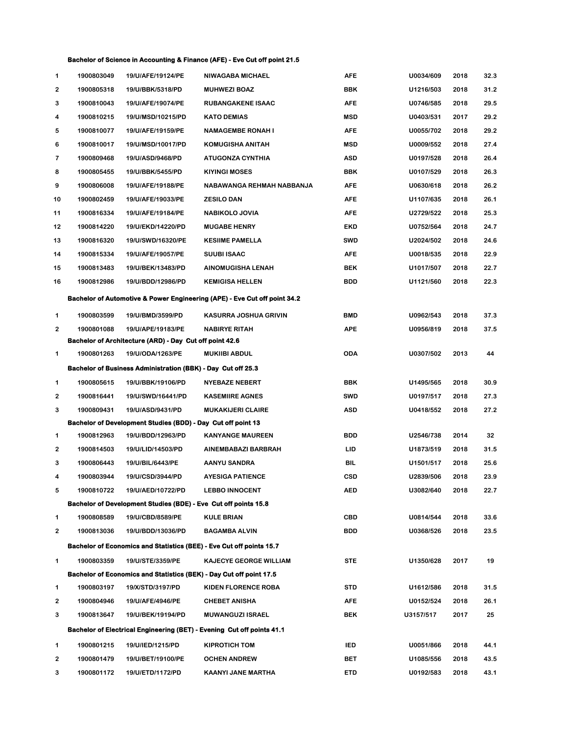**Bachelor of Science in Accounting & Finance (AFE) - Eve Cut off point 21.5**

| | | | | | | | |
|---|---|---|---|---|---|---|---|
| 1 | 1900803049 | 19/U/AFE/19124/PE | NIWAGABA MICHAEL | AFE | U0034/609 | 2018 | 32.3 |
| 2 | 1900805318 | 19/U/BBK/5318/PD | MUHWEZI BOAZ | BBK | U1216/503 | 2018 | 31.2 |
| 3 | 1900810043 | 19/U/AFE/19074/PE | RUBANGAKENE ISAAC | AFE | U0746/585 | 2018 | 29.5 |
| 4 | 1900810215 | 19/U/MSD/10215/PD | KATO DEMIAS | MSD | U0403/531 | 2017 | 29.2 |
| 5 | 1900810077 | 19/U/AFE/19159/PE | NAMAGEMBE RONAH I | AFE | U0055/702 | 2018 | 29.2 |
| 6 | 1900810017 | 19/U/MSD/10017/PD | KOMUGISHA ANITAH | MSD | U0009/552 | 2018 | 27.4 |
| 7 | 1900809468 | 19/U/ASD/9468/PD | ATUGONZA CYNTHIA | ASD | U0197/528 | 2018 | 26.4 |
| 8 | 1900805455 | 19/U/BBK/5455/PD | KIYINGI MOSES | BBK | U0107/529 | 2018 | 26.3 |
| 9 | 1900806008 | 19/U/AFE/19188/PE | NABAWANGA REHMAH NABBANJA | AFE | U0630/618 | 2018 | 26.2 |
| 10 | 1900802459 | 19/U/AFE/19033/PE | ZESILO DAN | AFE | U1107/635 | 2018 | 26.1 |
| 11 | 1900816334 | 19/U/AFE/19184/PE | NABIKOLO JOVIA | AFE | U2729/522 | 2018 | 25.3 |
| 12 | 1900814220 | 19/U/EKD/14220/PD | MUGABE HENRY | EKD | U0752/564 | 2018 | 24.7 |
| 13 | 1900816320 | 19/U/SWD/16320/PE | KESIIME PAMELLA | SWD | U2024/502 | 2018 | 24.6 |
| 14 | 1900815334 | 19/U/AFE/19057/PE | SUUBI ISAAC | AFE | U0018/535 | 2018 | 22.9 |
| 15 | 1900813483 | 19/U/BEK/13483/PD | AINOMUGISHA LENAH | BEK | U1017/507 | 2018 | 22.7 |
| 16 | 1900812986 | 19/U/BDD/12986/PD | KEMIGISA HELLEN | BDD | U1121/560 | 2018 | 22.3 |

**Bachelor of Automotive & Power Engineering (APE) - Eve Cut off point 34.2**

| | | | | | | | |
|---|---|---|---|---|---|---|---|
| 1 | 1900803599 | 19/U/BMD/3599/PD | KASURRA JOSHUA GRIVIN | BMD | U0962/543 | 2018 | 37.3 |
| 2 | 1900801088 | 19/U/APE/19183/PE | NABIRYE RITAH | APE | U0956/819 | 2018 | 37.5 |

**Bachelor of Architecture (ARD) - Day Cut off point 42.6**

| | | | | | | | |
|---|---|---|---|---|---|---|---|
| 1 | 1900801263 | 19/U/ODA/1263/PE | MUKIIBI ABDUL | ODA | U0307/502 | 2013 | 44 |

**Bachelor of Business Administration (BBK) - Day Cut off 25.3**

| | | | | | | | |
|---|---|---|---|---|---|---|---|
| 1 | 1900805615 | 19/U/BBK/19106/PD | NYEBAZE NEBERT | BBK | U1495/565 | 2018 | 30.9 |
| 2 | 1900816441 | 19/U/SWD/16441/PD | KASEMIIRE AGNES | SWD | U0197/517 | 2018 | 27.3 |
| 3 | 1900809431 | 19/U/ASD/9431/PD | MUKAKIJERI CLAIRE | ASD | U0418/552 | 2018 | 27.2 |

**Bachelor of Development Studies (BDD) - Day Cut off point 13**

| | | | | | | | |
|---|---|---|---|---|---|---|---|
| 1 | 1900812963 | 19/U/BDD/12963/PD | KANYANGE MAUREEN | BDD | U2546/738 | 2014 | 32 |
| 2 | 1900814503 | 19/U/LID/14503/PD | AINEMBABAZI BARBRAH | LID | U1873/519 | 2018 | 31.5 |
| 3 | 1900806443 | 19/U/BIL/6443/PE | AANYU SANDRA | BIL | U1501/517 | 2018 | 25.6 |
| 4 | 1900803944 | 19/U/CSD/3944/PD | AYESIGA PATIENCE | CSD | U2839/506 | 2018 | 23.9 |
| 5 | 1900810722 | 19/U/AED/10722/PD | LEBBO INNOCENT | AED | U3082/640 | 2018 | 22.7 |

**Bachelor of Development Studies (BDE) - Eve Cut off points 15.8**

| | | | | | | | |
|---|---|---|---|---|---|---|---|
| 1 | 1900808589 | 19/U/CBD/8589/PE | KULE BRIAN | CBD | U0814/544 | 2018 | 33.6 |
| 2 | 1900813036 | 19/U/BDD/13036/PD | BAGAMBA ALVIN | BDD | U0368/526 | 2018 | 23.5 |

**Bachelor of Economics and Statistics (BEE) - Eve Cut off points 15.7**

| | | | | | | | |
|---|---|---|---|---|---|---|---|
| 1 | 1900803359 | 19/U/STE/3359/PE | KAJECYE GEORGE WILLIAM | STE | U1350/628 | 2017 | 19 |

**Bachelor of Economics and Statistics (BEK) - Day Cut off point 17.5**

| | | | | | | | |
|---|---|---|---|---|---|---|---|
| 1 | 1900803197 | 19/X/STD/3197/PD | KIDEN FLORENCE ROBA | STD | U1612/586 | 2018 | 31.5 |
| 2 | 1900804946 | 19/U/AFE/4946/PE | CHEBET ANISHA | AFE | U0152/524 | 2018 | 26.1 |
| 3 | 1900813647 | 19/U/BEK/19194/PD | MUWANGUZI ISRAEL | BEK | U3157/517 | 2017 | 25 |

**Bachelor of Electrical Engineering (BET) - Evening Cut off points 41.1**

| | | | | | | | |
|---|---|---|---|---|---|---|---|
| 1 | 1900801215 | 19/U/IED/1215/PD | KIPROTICH TOM | IED | U0051/866 | 2018 | 44.1 |
| 2 | 1900801479 | 19/U/BET/19100/PE | OCHEN ANDREW | BET | U1085/556 | 2018 | 43.5 |
| 3 | 1900801172 | 19/U/ETD/1172/PD | KAANYI JANE MARTHA | ETD | U0192/583 | 2018 | 43.1 |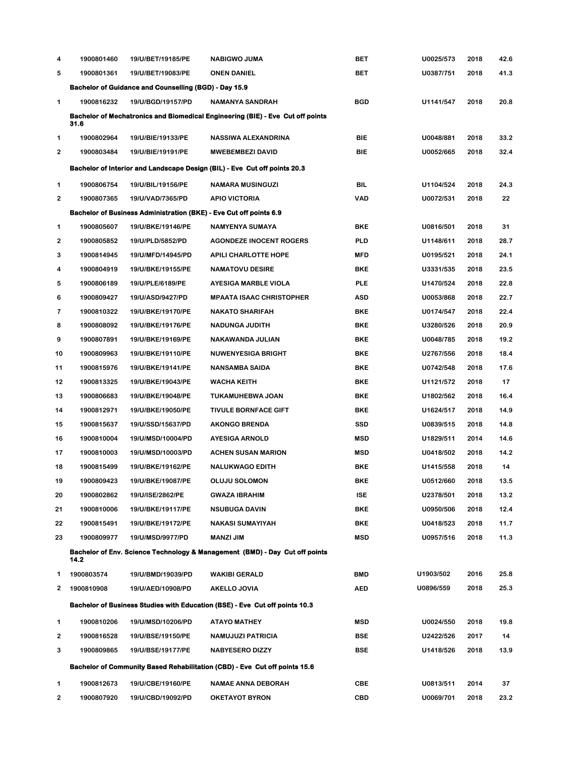| | | | | | | | |
|---|---|---|---|---|---|---|---|
| 4 | 1900801460 | 19/U/BET/19185/PE | NABIGWO JUMA | BET | U0025/573 | 2018 | 42.6 |
| 5 | 1900801361 | 19/U/BET/19083/PE | ONEN DANIEL | BET | U0387/751 | 2018 | 41.3 |

**Bachelor of Guidance and Counselling (BGD) - Day 15.9**

| | | | | | | | |
|---|---|---|---|---|---|---|---|
| 1 | 1900816232 | 19/U/BGD/19157/PD | NAMANYA SANDRAH | BGD | U1141/547 | 2018 | 20.8 |

**Bachelor of Mechatronics and Biomedical Engineering (BIE) - Eve Cut off points 31.6**

| | | | | | | | |
|---|---|---|---|---|---|---|---|
| 1 | 1900802964 | 19/U/BIE/19133/PE | NASSIWA ALEXANDRINA | BIE | U0048/881 | 2018 | 33.2 |
| 2 | 1900803484 | 19/U/BIE/19191/PE | MWEBEMBEZI DAVID | BIE | U0052/665 | 2018 | 32.4 |

**Bachelor of Interior and Landscape Design (BIL) - Eve Cut off points 20.3**

| | | | | | | | |
|---|---|---|---|---|---|---|---|
| 1 | 1900806754 | 19/U/BIL/19156/PE | NAMARA MUSINGUZI | BIL | U1104/524 | 2018 | 24.3 |
| 2 | 1900807365 | 19/U/VAD/7365/PD | APIO VICTORIA | VAD | U0072/531 | 2018 | 22 |

**Bachelor of Business Administration (BKE) - Eve Cut off points 6.9**

| | | | | | | | |
|---|---|---|---|---|---|---|---|
| 1 | 1900805607 | 19/U/BKE/19146/PE | NAMYENYA SUMAYA | BKE | U0816/501 | 2018 | 31 |
| 2 | 1900805852 | 19/U/PLD/5852/PD | AGONDEZE INOCENT ROGERS | PLD | U1148/611 | 2018 | 28.7 |
| 3 | 1900814945 | 19/U/MFD/14945/PD | APILI CHARLOTTE HOPE | MFD | U0195/521 | 2018 | 24.1 |
| 4 | 1900804919 | 19/U/BKE/19155/PE | NAMATOVU DESIRE | BKE | U3331/535 | 2018 | 23.5 |
| 5 | 1900806189 | 19/U/PLE/6189/PE | AYESIGA MARBLE VIOLA | PLE | U1470/524 | 2018 | 22.8 |
| 6 | 1900809427 | 19/U/ASD/9427/PD | MPAATA ISAAC CHRISTOPHER | ASD | U0053/868 | 2018 | 22.7 |
| 7 | 1900810322 | 19/U/BKE/19170/PE | NAKATO SHARIFAH | BKE | U0174/547 | 2018 | 22.4 |
| 8 | 1900808092 | 19/U/BKE/19176/PE | NADUNGA JUDITH | BKE | U3280/526 | 2018 | 20.9 |
| 9 | 1900807891 | 19/U/BKE/19169/PE | NAKAWANDA JULIAN | BKE | U0048/785 | 2018 | 19.2 |
| 10 | 1900809963 | 19/U/BKE/19110/PE | NUWENYESIGA BRIGHT | BKE | U2767/556 | 2018 | 18.4 |
| 11 | 1900815976 | 19/U/BKE/19141/PE | NANSAMBA SAIDA | BKE | U0742/548 | 2018 | 17.6 |
| 12 | 1900813325 | 19/U/BKE/19043/PE | WACHA KEITH | BKE | U1121/572 | 2018 | 17 |
| 13 | 1900806683 | 19/U/BKE/19048/PE | TUKAMUHEBWA JOAN | BKE | U1802/562 | 2018 | 16.4 |
| 14 | 1900812971 | 19/U/BKE/19050/PE | TIVULE BORNFACE GIFT | BKE | U1624/517 | 2018 | 14.9 |
| 15 | 1900815637 | 19/U/SSD/15637/PD | AKONGO BRENDA | SSD | U0839/515 | 2018 | 14.8 |
| 16 | 1900810004 | 19/U/MSD/10004/PD | AYESIGA ARNOLD | MSD | U1829/511 | 2014 | 14.6 |
| 17 | 1900810003 | 19/U/MSD/10003/PD | ACHEN SUSAN MARION | MSD | U0418/502 | 2018 | 14.2 |
| 18 | 1900815499 | 19/U/BKE/19162/PE | NALUKWAGO EDITH | BKE | U1415/558 | 2018 | 14 |
| 19 | 1900809423 | 19/U/BKE/19087/PE | OLUJU SOLOMON | BKE | U0512/660 | 2018 | 13.5 |
| 20 | 1900802862 | 19/U/ISE/2862/PE | GWAZA IBRAHIM | ISE | U2378/501 | 2018 | 13.2 |
| 21 | 1900810006 | 19/U/BKE/19117/PE | NSUBUGA DAVIN | BKE | U0950/506 | 2018 | 12.4 |
| 22 | 1900815491 | 19/U/BKE/19172/PE | NAKASI SUMAYIYAH | BKE | U0418/523 | 2018 | 11.7 |
| 23 | 1900809977 | 19/U/MSD/9977/PD | MANZI JIM | MSD | U0957/516 | 2018 | 11.3 |

**Bachelor of Env. Science Technology & Management (BMD) - Day Cut off points 14.2**

| | | | | | | | |
|---|---|---|---|---|---|---|---|
| 1 | 1900803574 | 19/U/BMD/19039/PD | WAKIBI GERALD | BMD | U1903/502 | 2016 | 25.8 |
| 2 | 1900810908 | 19/U/AED/10908/PD | AKELLO JOVIA | AED | U0896/559 | 2018 | 25.3 |

**Bachelor of Business Studies with Education (BSE) - Eve Cut off points 10.3**

| | | | | | | | |
|---|---|---|---|---|---|---|---|
| 1 | 1900810206 | 19/U/MSD/10206/PD | ATAYO MATHEY | MSD | U0024/550 | 2018 | 19.8 |
| 2 | 1900816528 | 19/U/BSE/19150/PE | NAMUJUZI PATRICIA | BSE | U2422/526 | 2017 | 14 |
| 3 | 1900809865 | 19/U/BSE/19177/PE | NABYESERO DIZZY | BSE | U1418/526 | 2018 | 13.9 |

**Bachelor of Community Based Rehabilitation (CBD) - Eve Cut off points 15.6**

| | | | | | | | |
|---|---|---|---|---|---|---|---|
| 1 | 1900812673 | 19/U/CBE/19160/PE | NAMAE ANNA DEBORAH | CBE | U0813/511 | 2014 | 37 |
| 2 | 1900807920 | 19/U/CBD/19092/PD | OKETAYOT BYRON | CBD | U0069/701 | 2018 | 23.2 |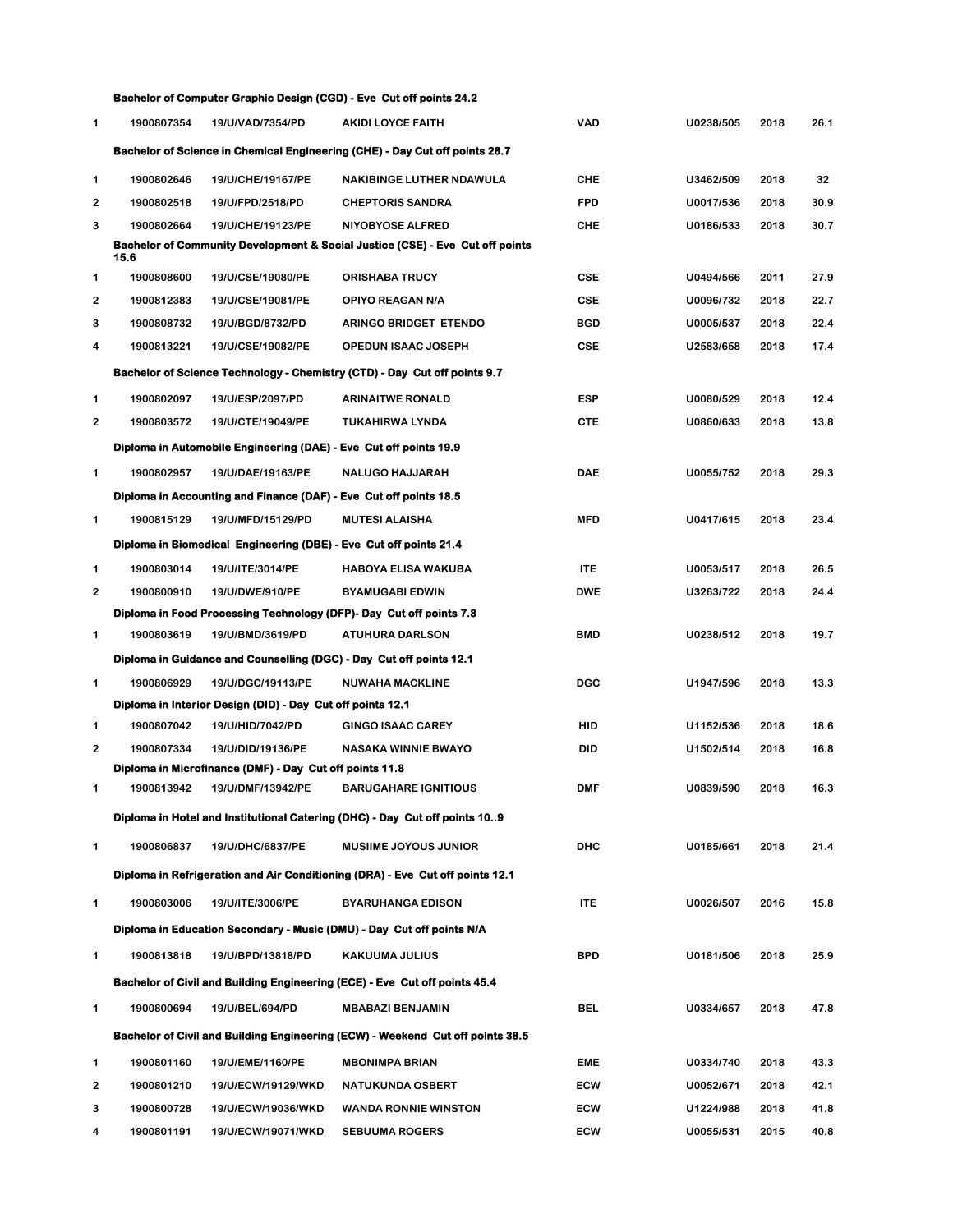**Bachelor of Computer Graphic Design (CGD) - Eve Cut off points 24.2**

| | | | | | | | |
|---|---|---|---|---|---|---|---|
| 1 | 1900807354 | 19/U/VAD/7354/PD | AKIDI LOYCE FAITH | VAD | U0238/505 | 2018 | 26.1 |

**Bachelor of Science in Chemical Engineering (CHE) - Day Cut off points 28.7**

| | | | | | | | |
|---|---|---|---|---|---|---|---|
| 1 | 1900802646 | 19/U/CHE/19167/PE | NAKIBINGE LUTHER NDAWULA | CHE | U3462/509 | 2018 | 32 |
| 2 | 1900802518 | 19/U/FPD/2518/PD | CHEPTORIS SANDRA | FPD | U0017/536 | 2018 | 30.9 |
| 3 | 1900802664 | 19/U/CHE/19123/PE | NIYOBYOSE ALFRED | CHE | U0186/533 | 2018 | 30.7 |

**Bachelor of Community Development & Social Justice (CSE) - Eve Cut off points 15.6**

| | | | | | | | |
|---|---|---|---|---|---|---|---|
| 1 | 1900808600 | 19/U/CSE/19080/PE | ORISHABA TRUCY | CSE | U0494/566 | 2011 | 27.9 |
| 2 | 1900812383 | 19/U/CSE/19081/PE | OPIYO REAGAN N/A | CSE | U0096/732 | 2018 | 22.7 |
| 3 | 1900808732 | 19/U/BGD/8732/PD | ARINGO BRIDGET ETENDO | BGD | U0005/537 | 2018 | 22.4 |
| 4 | 1900813221 | 19/U/CSE/19082/PE | OPEDUN ISAAC JOSEPH | CSE | U2583/658 | 2018 | 17.4 |

**Bachelor of Science Technology - Chemistry (CTD) - Day Cut off points 9.7**

| | | | | | | | |
|---|---|---|---|---|---|---|---|
| 1 | 1900802097 | 19/U/ESP/2097/PD | ARINAITWE RONALD | ESP | U0080/529 | 2018 | 12.4 |
| 2 | 1900803572 | 19/U/CTE/19049/PE | TUKAHIRWA LYNDA | CTE | U0860/633 | 2018 | 13.8 |

**Diploma in Automobile Engineering (DAE) - Eve Cut off points 19.9**

| | | | | | | | |
|---|---|---|---|---|---|---|---|
| 1 | 1900802957 | 19/U/DAE/19163/PE | NALUGO HAJJARAH | DAE | U0055/752 | 2018 | 29.3 |

**Diploma in Accounting and Finance (DAF) - Eve Cut off points 18.5**

| | | | | | | | |
|---|---|---|---|---|---|---|---|
| 1 | 1900815129 | 19/U/MFD/15129/PD | MUTESI ALAISHA | MFD | U0417/615 | 2018 | 23.4 |

**Diploma in Biomedical Engineering (DBE) - Eve Cut off points 21.4**

| | | | | | | | |
|---|---|---|---|---|---|---|---|
| 1 | 1900803014 | 19/U/ITE/3014/PE | HABOYA ELISA WAKUBA | ITE | U0053/517 | 2018 | 26.5 |
| 2 | 1900800910 | 19/U/DWE/910/PE | BYAMUGABI EDWIN | DWE | U3263/722 | 2018 | 24.4 |

**Diploma in Food Processing Technology (DFP)- Day Cut off points 7.8**

| | | | | | | | |
|---|---|---|---|---|---|---|---|
| 1 | 1900803619 | 19/U/BMD/3619/PD | ATUHURA DARLSON | BMD | U0238/512 | 2018 | 19.7 |

**Diploma in Guidance and Counselling (DGC) - Day Cut off points 12.1**

| | | | | | | | |
|---|---|---|---|---|---|---|---|
| 1 | 1900806929 | 19/U/DGC/19113/PE | NUWAHA MACKLINE | DGC | U1947/596 | 2018 | 13.3 |

**Diploma in Interior Design (DID) - Day Cut off points 12.1**

| | | | | | | | |
|---|---|---|---|---|---|---|---|
| 1 | 1900807042 | 19/U/HID/7042/PD | GINGO ISAAC CAREY | HID | U1152/536 | 2018 | 18.6 |
| 2 | 1900807334 | 19/U/DID/19136/PE | NASAKA WINNIE BWAYO | DID | U1502/514 | 2018 | 16.8 |

**Diploma in Microfinance (DMF) - Day Cut off points 11.8**

| | | | | | | | |
|---|---|---|---|---|---|---|---|
| 1 | 1900813942 | 19/U/DMF/13942/PE | BARUGAHARE IGNITIOUS | DMF | U0839/590 | 2018 | 16.3 |

**Diploma in Hotel and Institutional Catering (DHC) - Day Cut off points 10..9**

| | | | | | | | |
|---|---|---|---|---|---|---|---|
| 1 | 1900806837 | 19/U/DHC/6837/PE | MUSIIME JOYOUS JUNIOR | DHC | U0185/661 | 2018 | 21.4 |

**Diploma in Refrigeration and Air Conditioning (DRA) - Eve Cut off points 12.1**

| | | | | | | | |
|---|---|---|---|---|---|---|---|
| 1 | 1900803006 | 19/U/ITE/3006/PE | BYARUHANGA EDISON | ITE | U0026/507 | 2016 | 15.8 |

**Diploma in Education Secondary - Music (DMU) - Day Cut off points N/A**

| | | | | | | | |
|---|---|---|---|---|---|---|---|
| 1 | 1900813818 | 19/U/BPD/13818/PD | KAKUUMA JULIUS | BPD | U0181/506 | 2018 | 25.9 |

**Bachelor of Civil and Building Engineering (ECE) - Eve Cut off points 45.4**

| | | | | | | | |
|---|---|---|---|---|---|---|---|
| 1 | 1900800694 | 19/U/BEL/694/PD | MBABAZI BENJAMIN | BEL | U0334/657 | 2018 | 47.8 |

**Bachelor of Civil and Building Engineering (ECW) - Weekend Cut off points 38.5**

| | | | | | | | |
|---|---|---|---|---|---|---|---|
| 1 | 1900801160 | 19/U/EME/1160/PE | MBONIMPA BRIAN | EME | U0334/740 | 2018 | 43.3 |
| 2 | 1900801210 | 19/U/ECW/19129/WKD | NATUKUNDA OSBERT | ECW | U0052/671 | 2018 | 42.1 |
| 3 | 1900800728 | 19/U/ECW/19036/WKD | WANDA RONNIE WINSTON | ECW | U1224/988 | 2018 | 41.8 |
| 4 | 1900801191 | 19/U/ECW/19071/WKD | SEBUUMA ROGERS | ECW | U0055/531 | 2015 | 40.8 |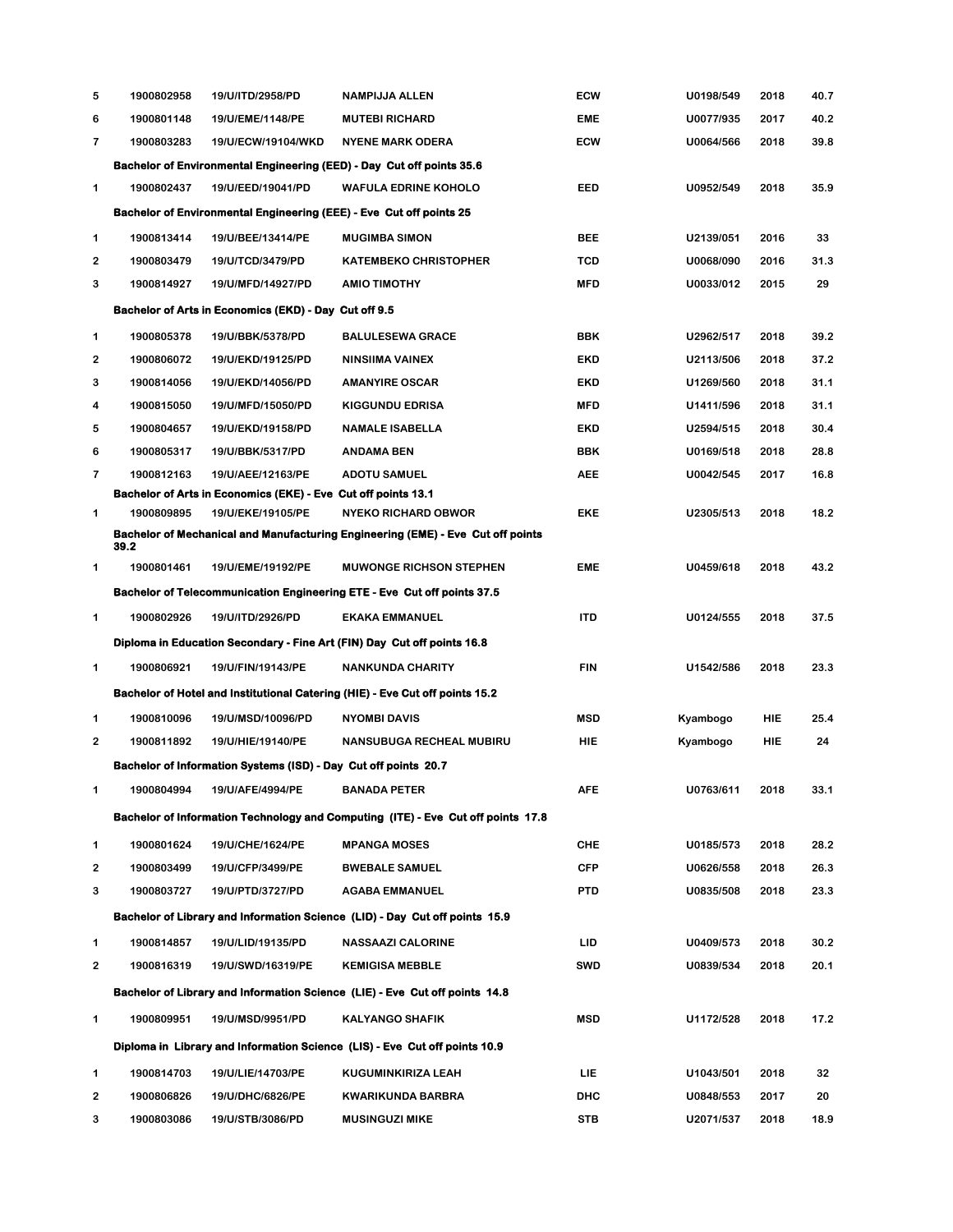| | | | | | | | |
|---|---|---|---|---|---|---|---|
| 5 | 1900802958 | 19/U/ITD/2958/PD | NAMPIJJA ALLEN | ECW | U0198/549 | 2018 | 40.7 |
| 6 | 1900801148 | 19/U/EME/1148/PE | MUTEBI RICHARD | EME | U0077/935 | 2017 | 40.2 |
| 7 | 1900803283 | 19/U/ECW/19104/WKD | NYENE MARK ODERA | ECW | U0064/566 | 2018 | 39.8 |

**Bachelor of Environmental Engineering (EED) - Day Cut off points 35.6**

| | | | | | | | |
|---|---|---|---|---|---|---|---|
| 1 | 1900802437 | 19/U/EED/19041/PD | WAFULA EDRINE KOHOLO | EED | U0952/549 | 2018 | 35.9 |

**Bachelor of Environmental Engineering (EEE) - Eve Cut off points 25**

| | | | | | | | |
|---|---|---|---|---|---|---|---|
| 1 | 1900813414 | 19/U/BEE/13414/PE | MUGIMBA SIMON | BEE | U2139/051 | 2016 | 33 |
| 2 | 1900803479 | 19/U/TCD/3479/PD | KATEMBEKO CHRISTOPHER | TCD | U0068/090 | 2016 | 31.3 |
| 3 | 1900814927 | 19/U/MFD/14927/PD | AMIO TIMOTHY | MFD | U0033/012 | 2015 | 29 |

**Bachelor of Arts in Economics (EKD) - Day Cut off 9.5**

| | | | | | | | |
|---|---|---|---|---|---|---|---|
| 1 | 1900805378 | 19/U/BBK/5378/PD | BALULESEWA GRACE | BBK | U2962/517 | 2018 | 39.2 |
| 2 | 1900806072 | 19/U/EKD/19125/PD | NINSIIMA VAINEX | EKD | U2113/506 | 2018 | 37.2 |
| 3 | 1900814056 | 19/U/EKD/14056/PD | AMANYIRE OSCAR | EKD | U1269/560 | 2018 | 31.1 |
| 4 | 1900815050 | 19/U/MFD/15050/PD | KIGGUNDU EDRISA | MFD | U1411/596 | 2018 | 31.1 |
| 5 | 1900804657 | 19/U/EKD/19158/PD | NAMALE ISABELLA | EKD | U2594/515 | 2018 | 30.4 |
| 6 | 1900805317 | 19/U/BBK/5317/PD | ANDAMA BEN | BBK | U0169/518 | 2018 | 28.8 |
| 7 | 1900812163 | 19/U/AEE/12163/PE | ADOTU SAMUEL | AEE | U0042/545 | 2017 | 16.8 |

**Bachelor of Arts in Economics (EKE) - Eve Cut off points 13.1**

| | | | | | | | |
|---|---|---|---|---|---|---|---|
| 1 | 1900809895 | 19/U/EKE/19105/PE | NYEKO RICHARD OBWOR | EKE | U2305/513 | 2018 | 18.2 |

**Bachelor of Mechanical and Manufacturing Engineering (EME) - Eve Cut off points 39.2**

| | | | | | | | |
|---|---|---|---|---|---|---|---|
| 1 | 1900801461 | 19/U/EME/19192/PE | MUWONGE RICHSON STEPHEN | EME | U0459/618 | 2018 | 43.2 |

**Bachelor of Telecommunication Engineering ETE - Eve Cut off points 37.5**

| | | | | | | | |
|---|---|---|---|---|---|---|---|
| 1 | 1900802926 | 19/U/ITD/2926/PD | EKAKA EMMANUEL | ITD | U0124/555 | 2018 | 37.5 |

**Diploma in Education Secondary - Fine Art (FIN) Day Cut off points 16.8**

| | | | | | | | |
|---|---|---|---|---|---|---|---|
| 1 | 1900806921 | 19/U/FIN/19143/PE | NANKUNDA CHARITY | FIN | U1542/586 | 2018 | 23.3 |

**Bachelor of Hotel and Institutional Catering (HIE) - Eve Cut off points 15.2**

| | | | | | | | |
|---|---|---|---|---|---|---|---|
| 1 | 1900810096 | 19/U/MSD/10096/PD | NYOMBI DAVIS | MSD | Kyambogo | HIE | 25.4 |
| 2 | 1900811892 | 19/U/HIE/19140/PE | NANSUBUGA RECHEAL MUBIRU | HIE | Kyambogo | HIE | 24 |

**Bachelor of Information Systems (ISD) - Day Cut off points 20.7**

| | | | | | | | |
|---|---|---|---|---|---|---|---|
| 1 | 1900804994 | 19/U/AFE/4994/PE | BANADA PETER | AFE | U0763/611 | 2018 | 33.1 |

**Bachelor of Information Technology and Computing (ITE) - Eve Cut off points 17.8**

| | | | | | | | |
|---|---|---|---|---|---|---|---|
| 1 | 1900801624 | 19/U/CHE/1624/PE | MPANGA MOSES | CHE | U0185/573 | 2018 | 28.2 |
| 2 | 1900803499 | 19/U/CFP/3499/PE | BWEBALE SAMUEL | CFP | U0626/558 | 2018 | 26.3 |
| 3 | 1900803727 | 19/U/PTD/3727/PD | AGABA EMMANUEL | PTD | U0835/508 | 2018 | 23.3 |

**Bachelor of Library and Information Science (LID) - Day Cut off points 15.9**

| | | | | | | | |
|---|---|---|---|---|---|---|---|
| 1 | 1900814857 | 19/U/LID/19135/PD | NASSAAZI CALORINE | LID | U0409/573 | 2018 | 30.2 |
| 2 | 1900816319 | 19/U/SWD/16319/PE | KEMIGISA MEBBLE | SWD | U0839/534 | 2018 | 20.1 |

**Bachelor of Library and Information Science (LIE) - Eve Cut off points 14.8**

| | | | | | | | |
|---|---|---|---|---|---|---|---|
| 1 | 1900809951 | 19/U/MSD/9951/PD | KALYANGO SHAFIK | MSD | U1172/528 | 2018 | 17.2 |

**Diploma in Library and Information Science (LIS) - Eve Cut off points 10.9**

| | | | | | | | |
|---|---|---|---|---|---|---|---|
| 1 | 1900814703 | 19/U/LIE/14703/PE | KUGUMINKIRIZA LEAH | LIE | U1043/501 | 2018 | 32 |
| 2 | 1900806826 | 19/U/DHC/6826/PE | KWARIKUNDA BARBRA | DHC | U0848/553 | 2017 | 20 |
| 3 | 1900803086 | 19/U/STB/3086/PD | MUSINGUZI MIKE | STB | U2071/537 | 2018 | 18.9 |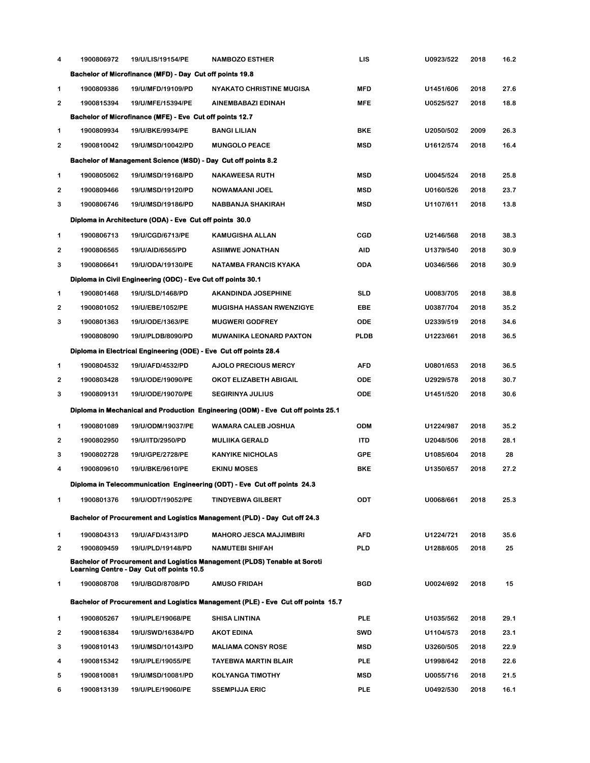| | | | | | | | |
|---|---|---|---|---|---|---|---|
| 4 | 1900806972 | 19/U/LIS/19154/PE | NAMBOZO ESTHER | LIS | U0923/522 | 2018 | 16.2 |

**Bachelor of Microfinance (MFD) - Day Cut off points 19.8**

| | | | | | | | |
|---|---|---|---|---|---|---|---|
| 1 | 1900809386 | 19/U/MFD/19109/PD | NYAKATO CHRISTINE MUGISA | MFD | U1451/606 | 2018 | 27.6 |
| 2 | 1900815394 | 19/U/MFE/15394/PE | AINEMBABAZI EDINAH | MFE | U0525/527 | 2018 | 18.8 |

**Bachelor of Microfinance (MFE) - Eve Cut off points 12.7**

| | | | | | | | |
|---|---|---|---|---|---|---|---|
| 1 | 1900809934 | 19/U/BKE/9934/PE | BANGI LILIAN | BKE | U2050/502 | 2009 | 26.3 |
| 2 | 1900810042 | 19/U/MSD/10042/PD | MUNGOLO PEACE | MSD | U1612/574 | 2018 | 16.4 |

**Bachelor of Management Science (MSD) - Day Cut off points 8.2**

| | | | | | | | |
|---|---|---|---|---|---|---|---|
| 1 | 1900805062 | 19/U/MSD/19168/PD | NAKAWEESA RUTH | MSD | U0045/524 | 2018 | 25.8 |
| 2 | 1900809466 | 19/U/MSD/19120/PD | NOWAMAANI JOEL | MSD | U0160/526 | 2018 | 23.7 |
| 3 | 1900806746 | 19/U/MSD/19186/PD | NABBANJA SHAKIRAH | MSD | U1107/611 | 2018 | 13.8 |

**Diploma in Architecture (ODA) - Eve Cut off points 30.0**

| | | | | | | | |
|---|---|---|---|---|---|---|---|
| 1 | 1900806713 | 19/U/CGD/6713/PE | KAMUGISHA ALLAN | CGD | U2146/568 | 2018 | 38.3 |
| 2 | 1900806565 | 19/U/AID/6565/PD | ASIIMWE JONATHAN | AID | U1379/540 | 2018 | 30.9 |
| 3 | 1900806641 | 19/U/ODA/19130/PE | NATAMBA FRANCIS KYAKA | ODA | U0346/566 | 2018 | 30.9 |

**Diploma in Civil Engineering (ODC) - Eve Cut off points 30.1**

| | | | | | | | |
|---|---|---|---|---|---|---|---|
| 1 | 1900801468 | 19/U/SLD/1468/PD | AKANDINDA JOSEPHINE | SLD | U0083/705 | 2018 | 38.8 |
| 2 | 1900801052 | 19/U/EBE/1052/PE | MUGISHA HASSAN RWENZIGYE | EBE | U0387/704 | 2018 | 35.2 |
| 3 | 1900801363 | 19/U/ODE/1363/PE | MUGWERI GODFREY | ODE | U2339/519 | 2018 | 34.6 |
| | 1900808090 | 19/U/PLDB/8090/PD | MUWANIKA LEONARD PAXTON | PLDB | U1223/661 | 2018 | 36.5 |

**Diploma in Electrical Engineering (ODE) - Eve Cut off points 28.4**

| | | | | | | | |
|---|---|---|---|---|---|---|---|
| 1 | 1900804532 | 19/U/AFD/4532/PD | AJOLO PRECIOUS MERCY | AFD | U0801/653 | 2018 | 36.5 |
| 2 | 1900803428 | 19/U/ODE/19090/PE | OKOT ELIZABETH ABIGAIL | ODE | U2929/578 | 2018 | 30.7 |
| 3 | 1900809131 | 19/U/ODE/19070/PE | SEGIRINYA JULIUS | ODE | U1451/520 | 2018 | 30.6 |

**Diploma in Mechanical and Production Engineering (ODM) - Eve Cut off points 25.1**

| | | | | | | | |
|---|---|---|---|---|---|---|---|
| 1 | 1900801089 | 19/U/ODM/19037/PE | WAMARA CALEB JOSHUA | ODM | U1224/987 | 2018 | 35.2 |
| 2 | 1900802950 | 19/U/ITD/2950/PD | MULIIKA GERALD | ITD | U2048/506 | 2018 | 28.1 |
| 3 | 1900802728 | 19/U/GPE/2728/PE | KANYIKE NICHOLAS | GPE | U1085/604 | 2018 | 28 |
| 4 | 1900809610 | 19/U/BKE/9610/PE | EKINU MOSES | BKE | U1350/657 | 2018 | 27.2 |

**Diploma in Telecommunication Engineering (ODT) - Eve Cut off points 24.3**

| | | | | | | | |
|---|---|---|---|---|---|---|---|
| 1 | 1900801376 | 19/U/ODT/19052/PE | TINDYEBWA GILBERT | ODT | U0068/661 | 2018 | 25.3 |

**Bachelor of Procurement and Logistics Management (PLD) - Day Cut off 24.3**

| | | | | | | | |
|---|---|---|---|---|---|---|---|
| 1 | 1900804313 | 19/U/AFD/4313/PD | MAHORO JESCA MAJJIMBIRI | AFD | U1224/721 | 2018 | 35.6 |
| 2 | 1900809459 | 19/U/PLD/19148/PD | NAMUTEBI SHIFAH | PLD | U1288/605 | 2018 | 25 |

**Bachelor of Procurement and Logistics Management (PLDS) Tenable at Soroti Learning Centre - Day Cut off points 10.5**

| | | | | | | | |
|---|---|---|---|---|---|---|---|
| 1 | 1900808708 | 19/U/BGD/8708/PD | AMUSO FRIDAH | BGD | U0024/692 | 2018 | 15 |

**Bachelor of Procurement and Logistics Management (PLE) - Eve Cut off points 15.7**

| | | | | | | | |
|---|---|---|---|---|---|---|---|
| 1 | 1900805267 | 19/U/PLE/19068/PE | SHISA LINTINA | PLE | U1035/562 | 2018 | 29.1 |
| 2 | 1900816384 | 19/U/SWD/16384/PD | AKOT EDINA | SWD | U1104/573 | 2018 | 23.1 |
| 3 | 1900810143 | 19/U/MSD/10143/PD | MALIAMA CONSY ROSE | MSD | U3260/505 | 2018 | 22.9 |
| 4 | 1900815342 | 19/U/PLE/19055/PE | TAYEBWA MARTIN BLAIR | PLE | U1998/642 | 2018 | 22.6 |
| 5 | 1900810081 | 19/U/MSD/10081/PD | KOLYANGA TIMOTHY | MSD | U0055/716 | 2018 | 21.5 |
| 6 | 1900813139 | 19/U/PLE/19060/PE | SSEMPIJJA ERIC | PLE | U0492/530 | 2018 | 16.1 |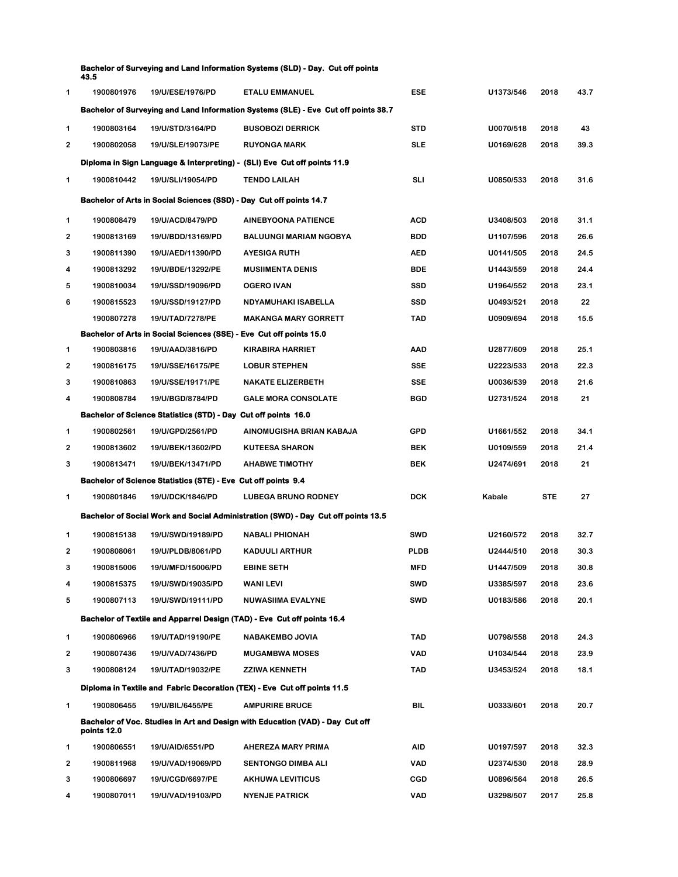**Bachelor of Surveying and Land Information Systems (SLD) - Day. Cut off points 43.5**

| | | | | | | | |
|---|---|---|---|---|---|---|---|
| 1 | 1900801976 | 19/U/ESE/1976/PD | ETALU EMMANUEL | ESE | U1373/546 | 2018 | 43.7 |

**Bachelor of Surveying and Land Information Systems (SLE) - Eve Cut off points 38.7**

| | | | | | | | |
|---|---|---|---|---|---|---|---|
| 1 | 1900803164 | 19/U/STD/3164/PD | BUSOBOZI DERRICK | STD | U0070/518 | 2018 | 43 |
| 2 | 1900802058 | 19/U/SLE/19073/PE | RUYONGA MARK | SLE | U0169/628 | 2018 | 39.3 |

**Diploma in Sign Language & Interpreting) - (SLI) Eve Cut off points 11.9**

| | | | | | | | |
|---|---|---|---|---|---|---|---|
| 1 | 1900810442 | 19/U/SLI/19054/PD | TENDO LAILAH | SLI | U0850/533 | 2018 | 31.6 |

**Bachelor of Arts in Social Sciences (SSD) - Day Cut off points 14.7**

| | | | | | | | |
|---|---|---|---|---|---|---|---|
| 1 | 1900808479 | 19/U/ACD/8479/PD | AINEBYOONA PATIENCE | ACD | U3408/503 | 2018 | 31.1 |
| 2 | 1900813169 | 19/U/BDD/13169/PD | BALUUNGI MARIAM NGOBYA | BDD | U1107/596 | 2018 | 26.6 |
| 3 | 1900811390 | 19/U/AED/11390/PD | AYESIGA RUTH | AED | U0141/505 | 2018 | 24.5 |
| 4 | 1900813292 | 19/U/BDE/13292/PE | MUSIIMENTA DENIS | BDE | U1443/559 | 2018 | 24.4 |
| 5 | 1900810034 | 19/U/SSD/19096/PD | OGERO IVAN | SSD | U1964/552 | 2018 | 23.1 |
| 6 | 1900815523 | 19/U/SSD/19127/PD | NDYAMUHAKI ISABELLA | SSD | U0493/521 | 2018 | 22 |
| | 1900807278 | 19/U/TAD/7278/PE | MAKANGA MARY GORRETT | TAD | U0909/694 | 2018 | 15.5 |

**Bachelor of Arts in Social Sciences (SSE) - Eve Cut off points 15.0**

| | | | | | | | |
|---|---|---|---|---|---|---|---|
| 1 | 1900803816 | 19/U/AAD/3816/PD | KIRABIRA HARRIET | AAD | U2877/609 | 2018 | 25.1 |
| 2 | 1900816175 | 19/U/SSE/16175/PE | LOBUR STEPHEN | SSE | U2223/533 | 2018 | 22.3 |
| 3 | 1900810863 | 19/U/SSE/19171/PE | NAKATE ELIZERBETH | SSE | U0036/539 | 2018 | 21.6 |
| 4 | 1900808784 | 19/U/BGD/8784/PD | GALE MORA CONSOLATE | BGD | U2731/524 | 2018 | 21 |

**Bachelor of Science Statistics (STD) - Day Cut off points 16.0**

| | | | | | | | |
|---|---|---|---|---|---|---|---|
| 1 | 1900802561 | 19/U/GPD/2561/PD | AINOMUGISHA BRIAN KABAJA | GPD | U1661/552 | 2018 | 34.1 |
| 2 | 1900813602 | 19/U/BEK/13602/PD | KUTEESA SHARON | BEK | U0109/559 | 2018 | 21.4 |
| 3 | 1900813471 | 19/U/BEK/13471/PD | AHABWE TIMOTHY | BEK | U2474/691 | 2018 | 21 |

**Bachelor of Science Statistics (STE) - Eve Cut off points 9.4**

| | | | | | | | |
|---|---|---|---|---|---|---|---|
| 1 | 1900801846 | 19/U/DCK/1846/PD | LUBEGA BRUNO RODNEY | DCK | Kabale | STE | 27 |

**Bachelor of Social Work and Social Administration (SWD) - Day Cut off points 13.5**

| | | | | | | | |
|---|---|---|---|---|---|---|---|
| 1 | 1900815138 | 19/U/SWD/19189/PD | NABALI PHIONAH | SWD | U2160/572 | 2018 | 32.7 |
| 2 | 1900808061 | 19/U/PLDB/8061/PD | KADUULI ARTHUR | PLDB | U2444/510 | 2018 | 30.3 |
| 3 | 1900815006 | 19/U/MFD/15006/PD | EBINE SETH | MFD | U1447/509 | 2018 | 30.8 |
| 4 | 1900815375 | 19/U/SWD/19035/PD | WANI LEVI | SWD | U3385/597 | 2018 | 23.6 |
| 5 | 1900807113 | 19/U/SWD/19111/PD | NUWASIIMA EVALYNE | SWD | U0183/586 | 2018 | 20.1 |

**Bachelor of Textile and Apparrel Design (TAD) - Eve Cut off points 16.4**

| | | | | | | | |
|---|---|---|---|---|---|---|---|
| 1 | 1900806966 | 19/U/TAD/19190/PE | NABAKEMBO JOVIA | TAD | U0798/558 | 2018 | 24.3 |
| 2 | 1900807436 | 19/U/VAD/7436/PD | MUGAMBWA MOSES | VAD | U1034/544 | 2018 | 23.9 |
| 3 | 1900808124 | 19/U/TAD/19032/PE | ZZIWA KENNETH | TAD | U3453/524 | 2018 | 18.1 |

**Diploma in Textile and Fabric Decoration (TEX) - Eve Cut off points 11.5**

| | | | | | | | |
|---|---|---|---|---|---|---|---|
| 1 | 1900806455 | 19/U/BIL/6455/PE | AMPURIRE BRUCE | BIL | U0333/601 | 2018 | 20.7 |

**Bachelor of Voc. Studies in Art and Design with Education (VAD) - Day Cut off points 12.0**

| | | | | | | | |
|---|---|---|---|---|---|---|---|
| 1 | 1900806551 | 19/U/AID/6551/PD | AHEREZA MARY PRIMA | AID | U0197/597 | 2018 | 32.3 |
| 2 | 1900811968 | 19/U/VAD/19069/PD | SENTONGO DIMBA ALI | VAD | U2374/530 | 2018 | 28.9 |
| 3 | 1900806697 | 19/U/CGD/6697/PE | AKHUWA LEVITICUS | CGD | U0896/564 | 2018 | 26.5 |
| 4 | 1900807011 | 19/U/VAD/19103/PD | NYENJE PATRICK | VAD | U3298/507 | 2017 | 25.8 |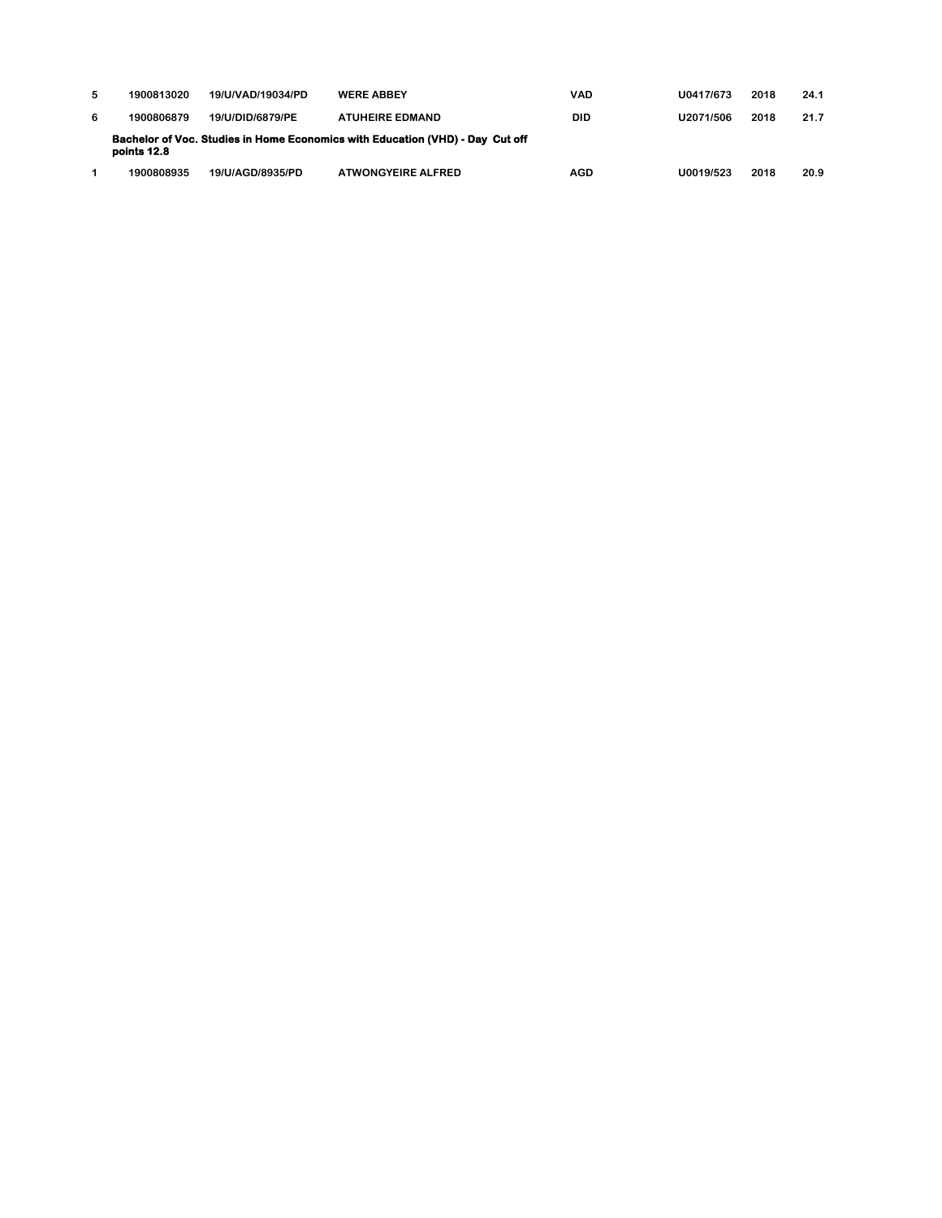| | | | | | | | |
|---|---|---|---|---|---|---|---|
| 5 | 1900813020 | 19/U/VAD/19034/PD | WERE ABBEY | VAD | U0417/673 | 2018 | 24.1 |
| 6 | 1900806879 | 19/U/DID/6879/PE | ATUHEIRE EDMAND | DID | U2071/506 | 2018 | 21.7 |

**Bachelor of Voc. Studies in Home Economics with Education (VHD) - Day Cut off points 12.8**

| | | | | | | | |
|---|---|---|---|---|---|---|---|
| 1 | 1900808935 | 19/U/AGD/8935/PD | ATWONGYEIRE ALFRED | AGD | U0019/523 | 2018 | 20.9 |